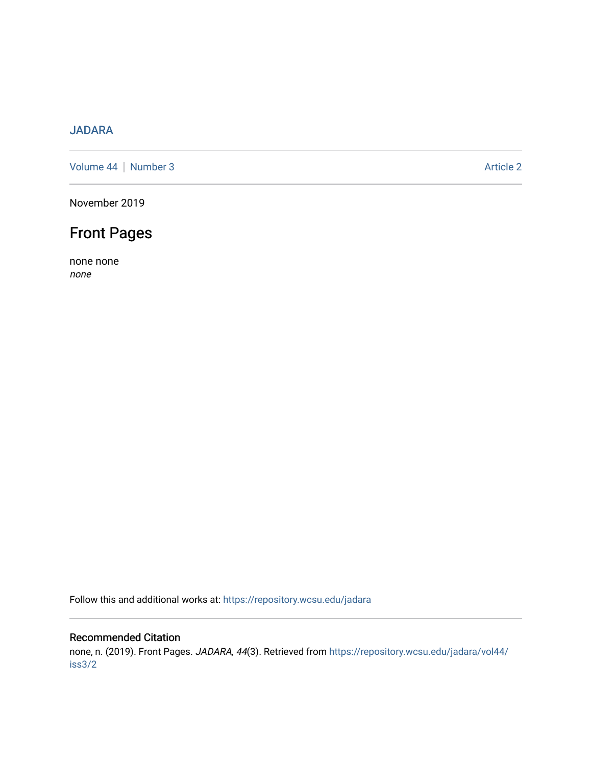JADARA

Volume 44 | Number 3 Article 2

November 2019

# Front Pages

none none
*none*

Follow this and additional works at: https://repository.wcsu.edu/jadara

## Recommended Citation

none, n. (2019). Front Pages. *JADARA, 44*(3). Retrieved from https://repository.wcsu.edu/jadara/vol44/iss3/2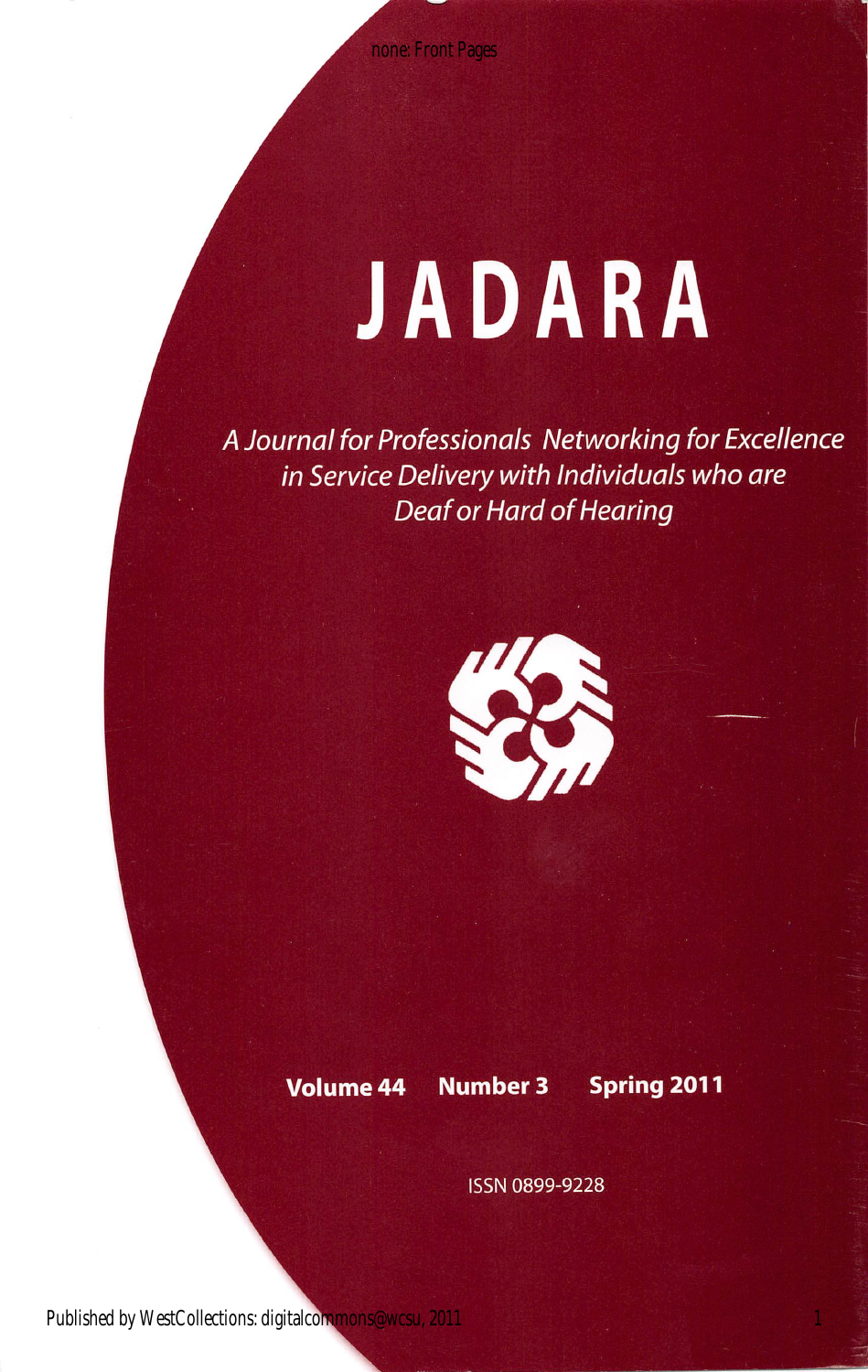# JADARA

*A Journal for Professionals Networking for Excellence in Service Delivery with Individuals who are Deaf or Hard of Hearing*

**Volume 44 Number 3 Spring 2011**

ISSN 0899-9228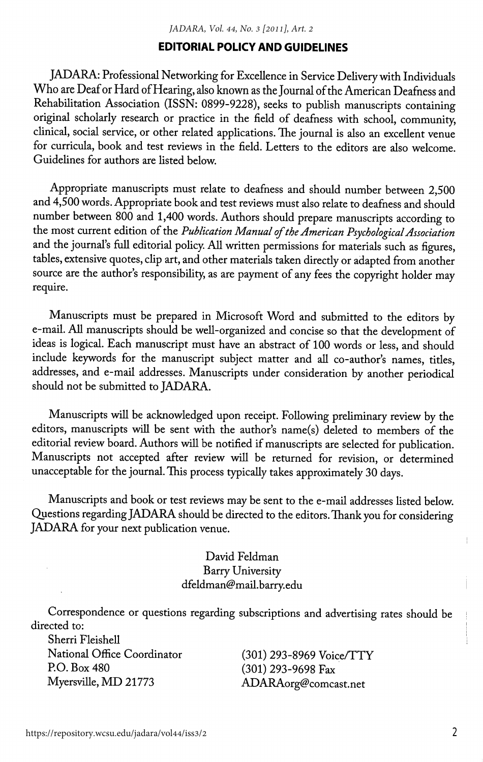## EDITORIAL POLICY AND GUIDELINES

JADARA: Professional Networking for Excellence in Service Delivery with Individuals Who are Deaf or Hard of Hearing, also known as the Journal of the American Deafness and Rehabilitation Association (ISSN: 0899-9228), seeks to publish manuscripts containing original scholarly research or practice in the field of deafness with school, community, clinical, social service, or other related applications. The journal is also an excellent venue for curricula, book and test reviews in the field. Letters to the editors are also welcome. Guidelines for authors are listed below.

Appropriate manuscripts must relate to deafness and should number between 2,500 and 4,500 words. Appropriate book and test reviews must also relate to deafness and should number between 800 and 1,400 words. Authors should prepare manuscripts according to the most current edition of the *Publication Manual of the American Psychological Association* and the journal's full editorial policy. All written permissions for materials such as figures, tables, extensive quotes, clip art, and other materials taken directly or adapted from another source are the author's responsibility, as are payment of any fees the copyright holder may require.

Manuscripts must be prepared in Microsoft Word and submitted to the editors by e-mail. All manuscripts should be well-organized and concise so that the development of ideas is logical. Each manuscript must have an abstract of 100 words or less, and should include keywords for the manuscript subject matter and all co-author's names, titles, addresses, and e-mail addresses. Manuscripts under consideration by another periodical should not be submitted to JADARA.

Manuscripts will be acknowledged upon receipt. Following preliminary review by the editors, manuscripts will be sent with the author's name(s) deleted to members of the editorial review board. Authors will be notified if manuscripts are selected for publication. Manuscripts not accepted after review will be returned for revision, or determined unacceptable for the journal. This process typically takes approximately 30 days.

Manuscripts and book or test reviews may be sent to the e-mail addresses listed below. Questions regarding JADARA should be directed to the editors. Thank you for considering JADARA for your next publication venue.

David Feldman
Barry University
dfeldman@mail.barry.edu

Correspondence or questions regarding subscriptions and advertising rates should be directed to:

Sherri Fleishell
National Office Coordinator
P.O. Box 480
Myersville, MD 21773

(301) 293-8969 Voice/TTY
(301) 293-9698 Fax
ADARAorg@comcast.net